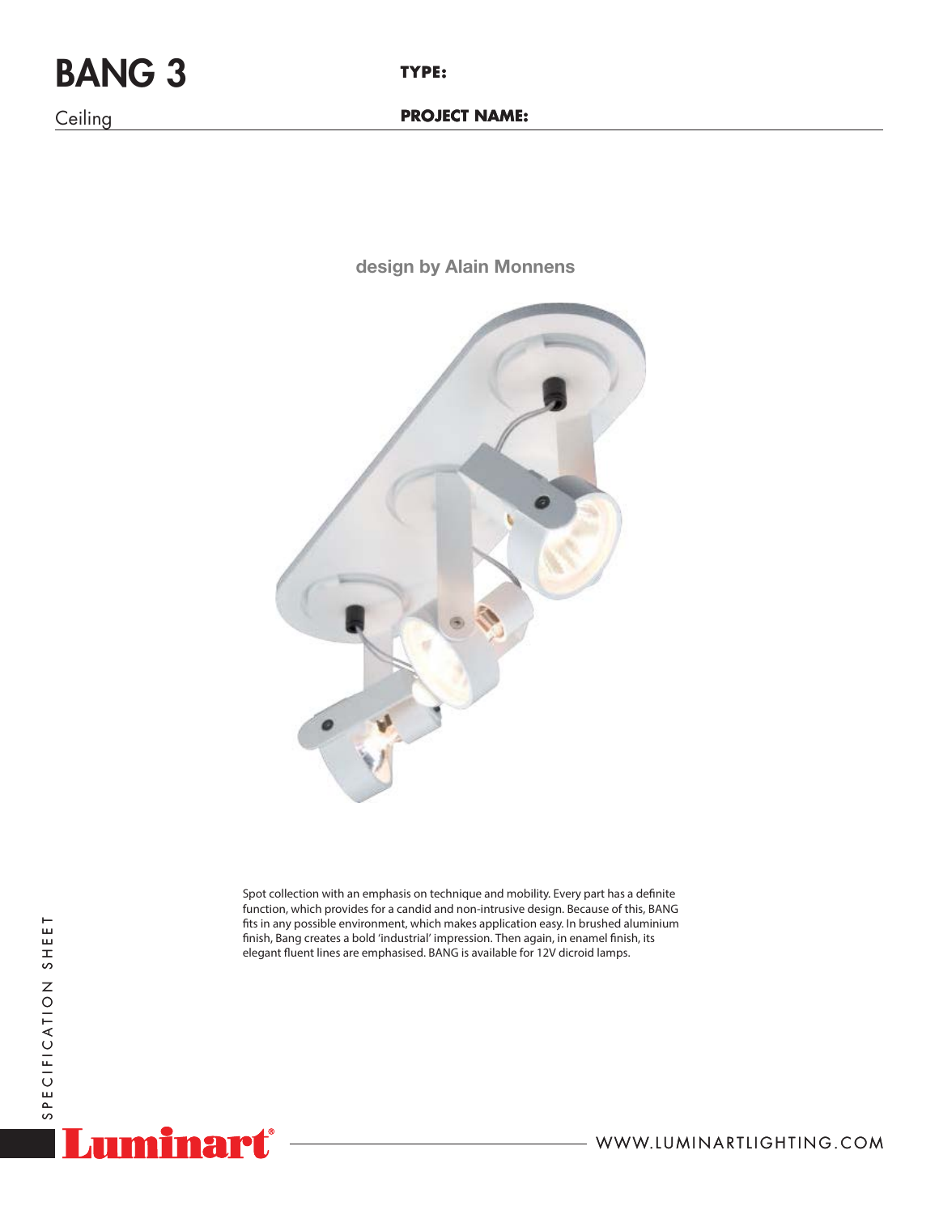# BANG 3

Ceiling

**TYPE:**

**PROJECT NAME:**

design by Alain Monnens

Spot collection with an emphasis on technique and mobility. Every part has a definite function, which provides for a candid and non-intrusive design. Because of this, BANG fits in any possible environment, which makes application easy. In brushed aluminium finish, Bang creates a bold 'industrial' impression. Then again, in enamel finish, its elegant fluent lines are emphasised. BANG is available for 12V dicroid lamps.

SPECIFICATION SHEET

Luminart®

WWW.LUMINARTLIGHTING.COM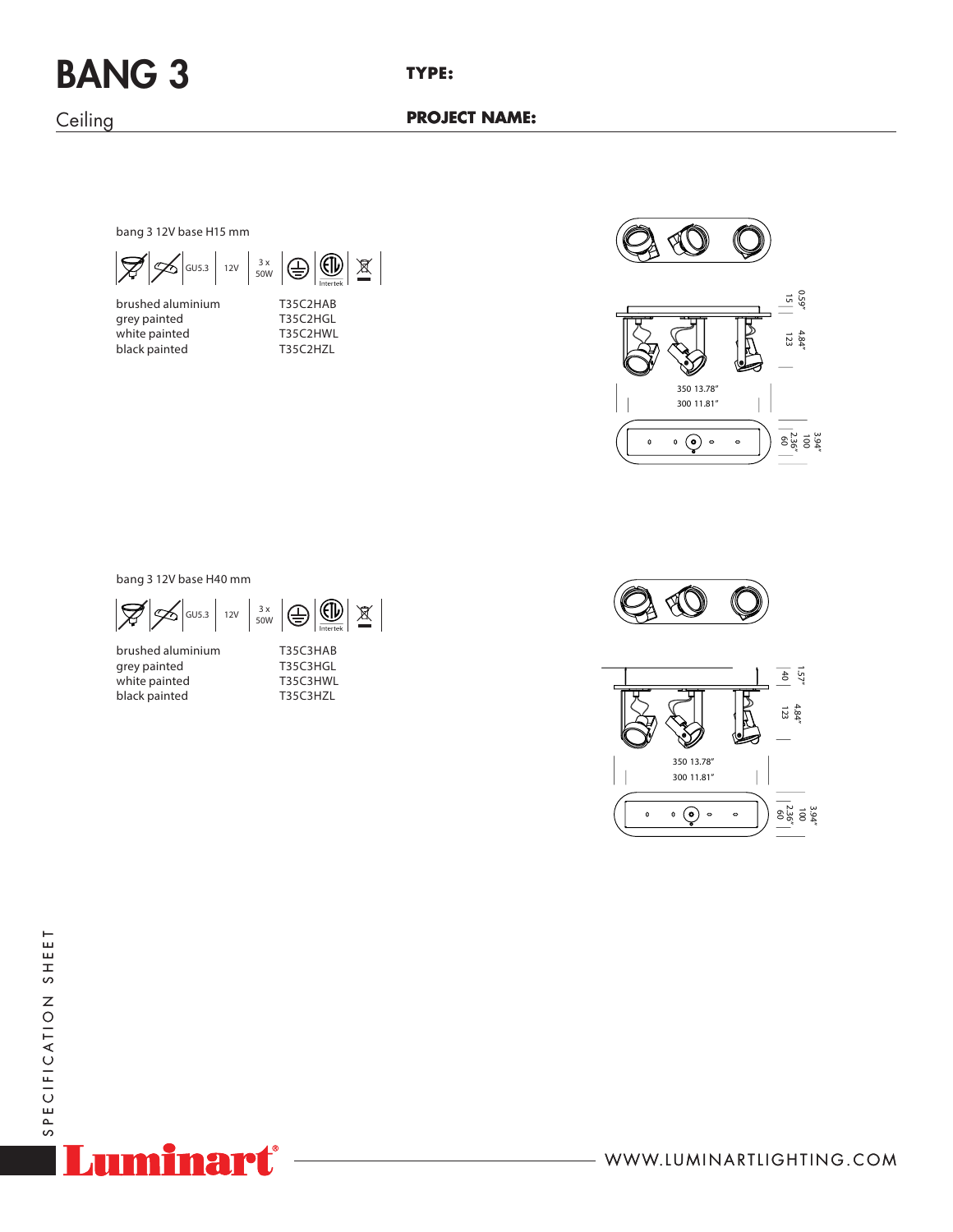# BANG 3

Ceiling

**TYPE:**

**PROJECT NAME:**

bang 3 12V base H15 mm

GU5.3 | 12V | 3 x 50W | Intertek

| | |
|---|---|
| brushed aluminium | T35C2HAB |
| grey painted | T35C2HGL |
| white painted | T35C2HWL |
| black painted | T35C2HZL |

15 0.59"
123 4.84"
350 13.78"
300 11.81"
100 3.94"
60 2.36"

bang 3 12V base H40 mm

GU5.3 | 12V | 3 x 50W | Intertek

| | |
|---|---|
| brushed aluminium | T35C3HAB |
| grey painted | T35C3HGL |
| white painted | T35C3HWL |
| black painted | T35C3HZL |

40 1.57"
123 4.84"
350 13.78"
300 11.81"
100 3.94"
60 2.36"

SPECIFICATION SHEET

Luminart®

WWW.LUMINARTLIGHTING.COM